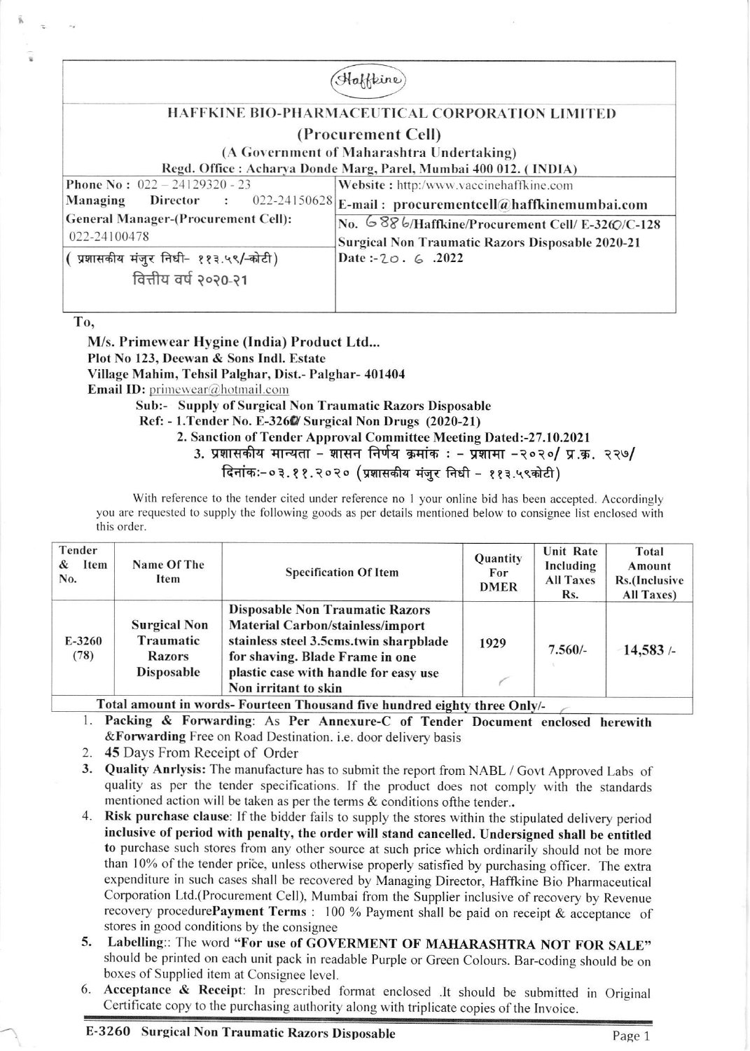(Haffkine)

# HAFFKINE BIO-PHARMACEUTICAL CORPORATION LIMITED

## (Procurement Cell)

(A Government of Maharashtra Undertaking)

Regd. Office : Acharya Donde Marg, Parel, Mumbai 400 012. ( INDIA)

| | |
|---|---|
| **Phone No :** 022 – 24129320 - 23<br>**Managing Director :** 022-24150628 | **Website :** http:/www.vaccinehaffkine.com<br>**E-mail : procurementcell@haffkinemumbai.com** |
| **General Manager-(Procurement Cell):** 022-24100478 | **No. 6886/Haffkine/Procurement Cell/ E-3260/C-128**<br>**Surgical Non Traumatic Razors Disposable 2020-21** |
| ( प्रशासकीय मंजुर निधी- ११३.५९/-कोटी )<br>वित्तीय वर्ष २०२०-२१ | Date :-20. 6 .2022 |

To,

**M/s. Primewear Hygine (India) Product Ltd...**
**Plot No 123, Deewan & Sons Indl. Estate**
**Village Mahim, Tehsil Palghar, Dist.- Palghar- 401404**
**Email ID:** primewear@hotmail.com

**Sub:- Supply of Surgical Non Traumatic Razors Disposable**

**Ref: - 1.Tender No. E-3260/ Surgical Non Drugs (2020-21)**

**2. Sanction of Tender Approval Committee Meeting Dated:-27.10.2021**

**3. प्रशासकीय मान्यता - शासन निर्णय क्रमांक : - प्रशामा -२०२०/ प्र.क्र. २२७/ दिनांक:-०३.११.२०२० (प्रशासकीय मंजुर निधी - ११३.५९कोटी)**

With reference to the tender cited under reference no 1 your online bid has been accepted. Accordingly you are requested to supply the following goods as per details mentioned below to consignee list enclosed with this order.

| Tender & Item No. | Name Of The Item | Specification Of Item | Quantity For DMER | Unit Rate Including All Taxes Rs. | Total Amount Rs.(Inclusive All Taxes) |
|---|---|---|---|---|---|
| E-3260 (78) | **Surgical Non Traumatic Razors Disposable** | **Disposable Non Traumatic Razors Material Carbon/stainless/import stainless steel 3.5cms.twin sharpblade for shaving. Blade Frame in one plastic case with handle for easy use Non irritant to skin** | 1929 | 7.560/- | 14,583 /- |
| **Total amount in words- Fourteen Thousand five hundred eighty three Only/-** | | | | | |

1. **Packing & Forwarding**: **As Per Annexure-C of Tender Document enclosed herewith &Forwarding** Free on Road Destination. i.e. door delivery basis
2. **45** Days From Receipt of Order
3. **Quality Anrlysis:** The manufacture has to submit the report from NABL / Govt Approved Labs of quality as per the tender specifications. If the product does not comply with the standards mentioned action will be taken as per the terms & conditions ofthe tender..
4. **Risk purchase clause**: If the bidder fails to supply the stores within the stipulated delivery period **inclusive of period with penalty, the order will stand cancelled. Undersigned shall be entitled to** purchase such stores from any other source at such price which ordinarily should not be more than 10% of the tender price, unless otherwise properly satisfied by purchasing officer. The extra expenditure in such cases shall be recovered by Managing Director, Haffkine Bio Pharmaceutical Corporation Ltd.(Procurement Cell), Mumbai from the Supplier inclusive of recovery by Revenue recovery procedure**Payment Terms** : 100 % Payment shall be paid on receipt & acceptance of stores in good conditions by the consignee
5. **Labelling**:: The word **"For use of GOVERMENT OF MAHARASHTRA NOT FOR SALE"** should be printed on each unit pack in readable Purple or Green Colours. Bar-coding should be on boxes of Supplied item at Consignee level.
6. **Acceptance & Receipt**: In prescribed format enclosed .It should be submitted in Original Certificate copy to the purchasing authority along with triplicate copies of the Invoice.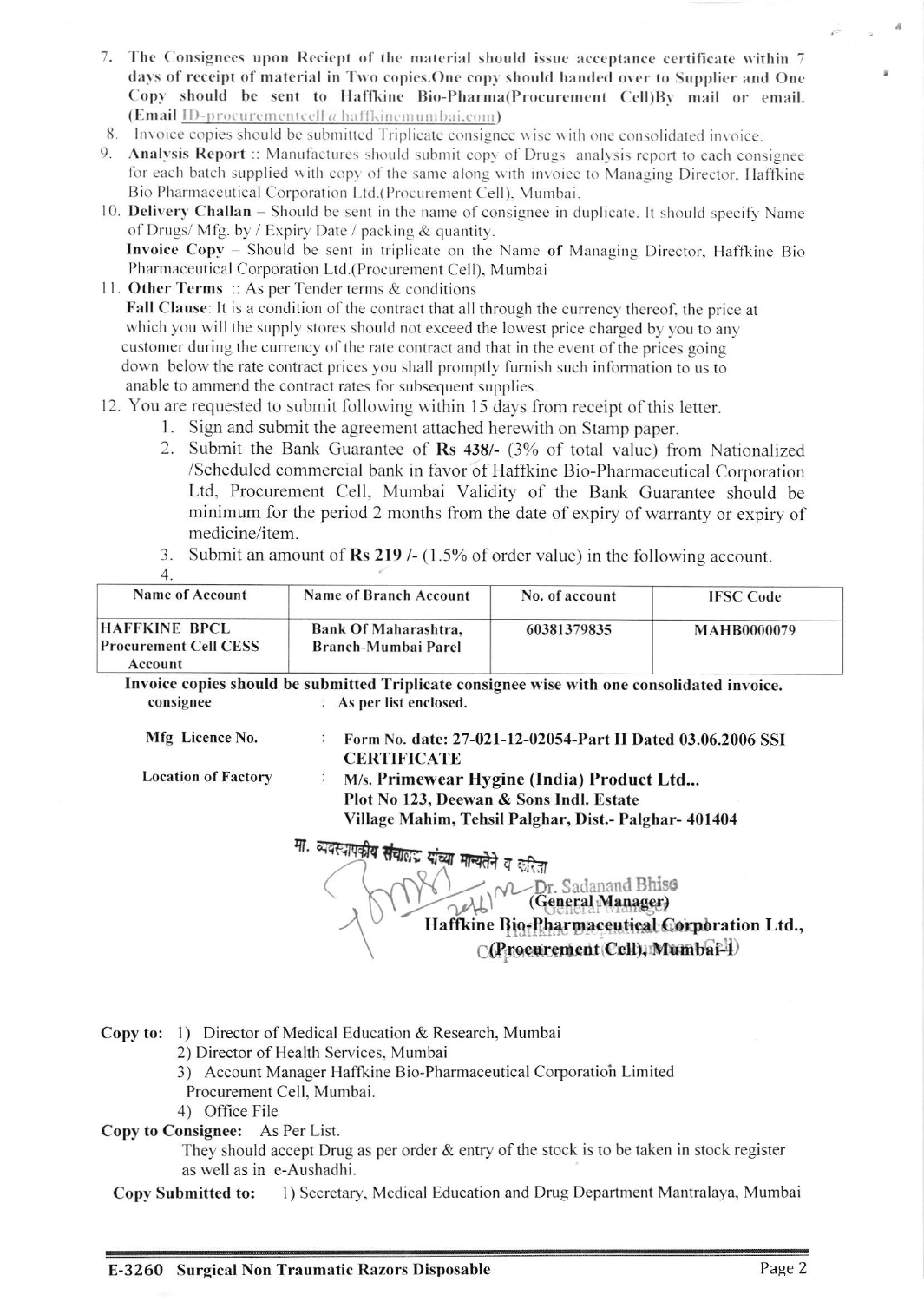7. The Consignees upon Reciept of the material should issue acceptance certificate within 7 days of receipt of material in Two copies.One copy should handed over to Supplier and One Copy should be sent to Haffkine Bio-Pharma(Procurement Cell)By mail or email. (Email ID-procurementcell@haffkinemumbai.com)
8. Invoice copies should be submitted Triplicate consignee wise with one consolidated invoice.
9. **Analysis Report** :: Manufactures should submit copy of Drugs analysis report to each consignee for each batch supplied with copy of the same along with invoice to Managing Director, Haffkine Bio Pharmaceutical Corporation Ltd.(Procurement Cell), Mumbai.
10. **Delivery Challan** – Should be sent in the name of consignee in duplicate. It should specify Name of Drugs/ Mfg. by / Expiry Date / packing & quantity.
    **Invoice Copy** – Should be sent in triplicate on the Name **of** Managing Director, Haffkine Bio Pharmaceutical Corporation Ltd.(Procurement Cell), Mumbai
11. **Other Terms** :: As per Tender terms & conditions
    **Fall Clause**: It is a condition of the contract that all through the currency thereof, the price at which you will the supply stores should not exceed the lowest price charged by you to any customer during the currency of the rate contract and that in the event of the prices going down below the rate contract prices you shall promptly furnish such information to us to anable to ammend the contract rates for subsequent supplies.
12. You are requested to submit following within 15 days from receipt of this letter.
    1. Sign and submit the agreement attached herewith on Stamp paper.
    2. Submit the Bank Guarantee of **Rs 438/-** (3% of total value) from Nationalized /Scheduled commercial bank in favor of Haffkine Bio-Pharmaceutical Corporation Ltd, Procurement Cell, Mumbai Validity of the Bank Guarantee should be minimum for the period 2 months from the date of expiry of warranty or expiry of medicine/item.
    3. Submit an amount of **Rs 219 /-** (1.5% of order value) in the following account.
    4.

| Name of Account | Name of Branch Account | No. of account | IFSC Code |
|---|---|---|---|
| **HAFFKINE BPCL Procurement Cell CESS Account** | **Bank Of Maharashtra, Branch-Mumbai Parel** | **60381379835** | **MAHB0000079** |

**Invoice copies should be submitted Triplicate consignee wise with one consolidated invoice.**

**consignee** : **As per list enclosed.**

**Mfg Licence No.** : **Form No. date: 27-021-12-02054-Part II Dated 03.06.2006 SSI CERTIFICATE**

**Location of Factory** : **M/s. Primewear Hygine (India) Product Ltd... Plot No 123, Deewan & Sons Indl. Estate Village Mahim, Tehsil Palghar, Dist.- Palghar- 401404**

मा. व्यवस्थापकीय संचालक यांच्या मान्यतेने व करिता

Dr. Sadanand Bhise
**(General Manager)**
**Haffkine Bio-Pharmaceutical Corporation Ltd.,**
**(Procurement Cell), Mumbai-1**

**Copy to:** 1) Director of Medical Education & Research, Mumbai
2) Director of Health Services, Mumbai
3) Account Manager Haffkine Bio-Pharmaceutical Corporation Limited Procurement Cell, Mumbai.
4) Office File

**Copy to Consignee:** As Per List.
They should accept Drug as per order & entry of the stock is to be taken in stock register as well as in e-Aushadhi.

**Copy Submitted to:** 1) Secretary, Medical Education and Drug Department Mantralaya, Mumbai

**E-3260 Surgical Non Traumatic Razors Disposable**